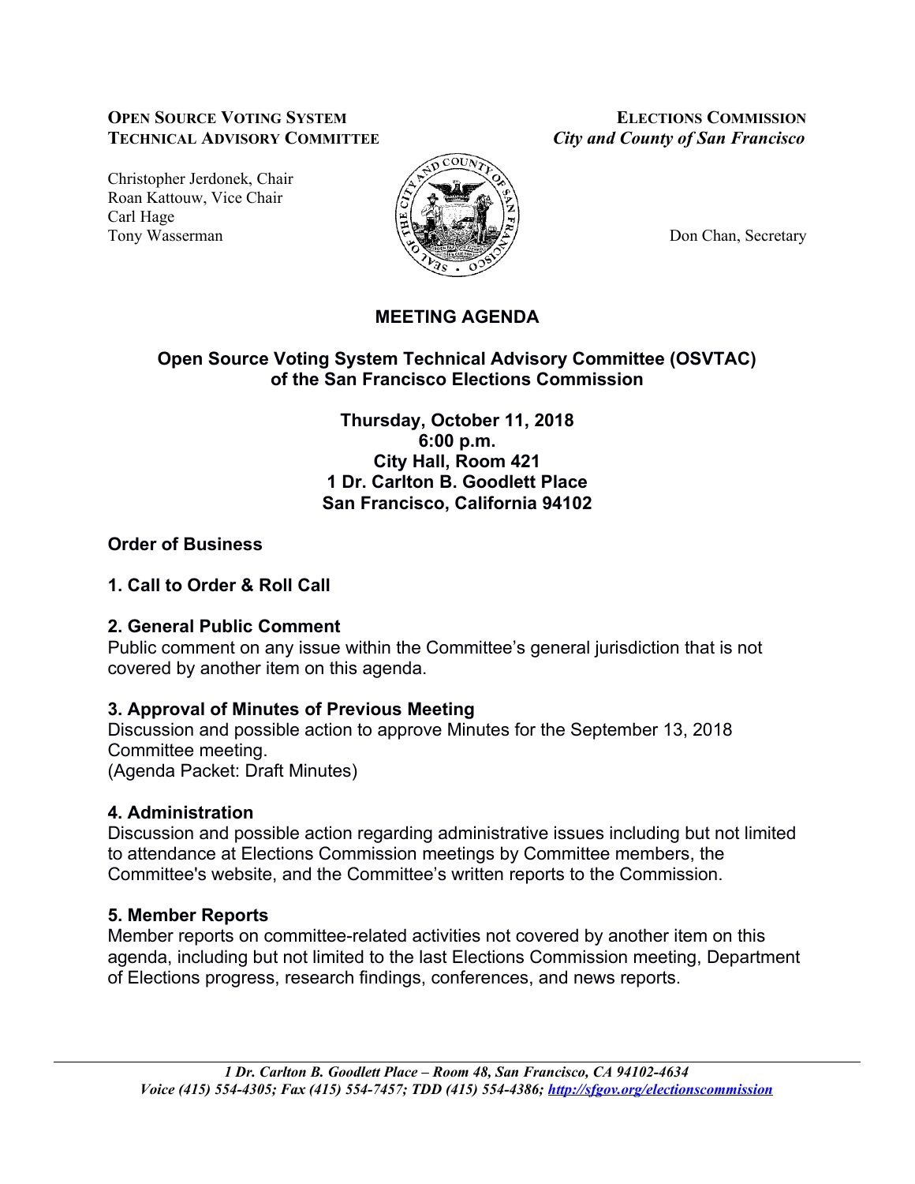**OPEN SOURCE VOTING SYSTEM TECHNICAL ADVISORY COMMITTEE**

Christopher Jerdonek, Chair
Roan Kattouw, Vice Chair
Carl Hage
Tony Wasserman

**ELECTIONS COMMISSION**
*City and County of San Francisco*

Don Chan, Secretary

# MEETING AGENDA

## Open Source Voting System Technical Advisory Committee (OSVTAC) of the San Francisco Elections Commission

**Thursday, October 11, 2018**
**6:00 p.m.**
**City Hall, Room 421**
**1 Dr. Carlton B. Goodlett Place**
**San Francisco, California 94102**

### Order of Business

### 1. Call to Order & Roll Call

### 2. General Public Comment

Public comment on any issue within the Committee's general jurisdiction that is not covered by another item on this agenda.

### 3. Approval of Minutes of Previous Meeting

Discussion and possible action to approve Minutes for the September 13, 2018 Committee meeting.
(Agenda Packet: Draft Minutes)

### 4. Administration

Discussion and possible action regarding administrative issues including but not limited to attendance at Elections Commission meetings by Committee members, the Committee's website, and the Committee's written reports to the Commission.

### 5. Member Reports

Member reports on committee-related activities not covered by another item on this agenda, including but not limited to the last Elections Commission meeting, Department of Elections progress, research findings, conferences, and news reports.

*1 Dr. Carlton B. Goodlett Place – Room 48, San Francisco, CA 94102-4634*
*Voice (415) 554-4305; Fax (415) 554-7457; TDD (415) 554-4386; http://sfgov.org/electionscommission*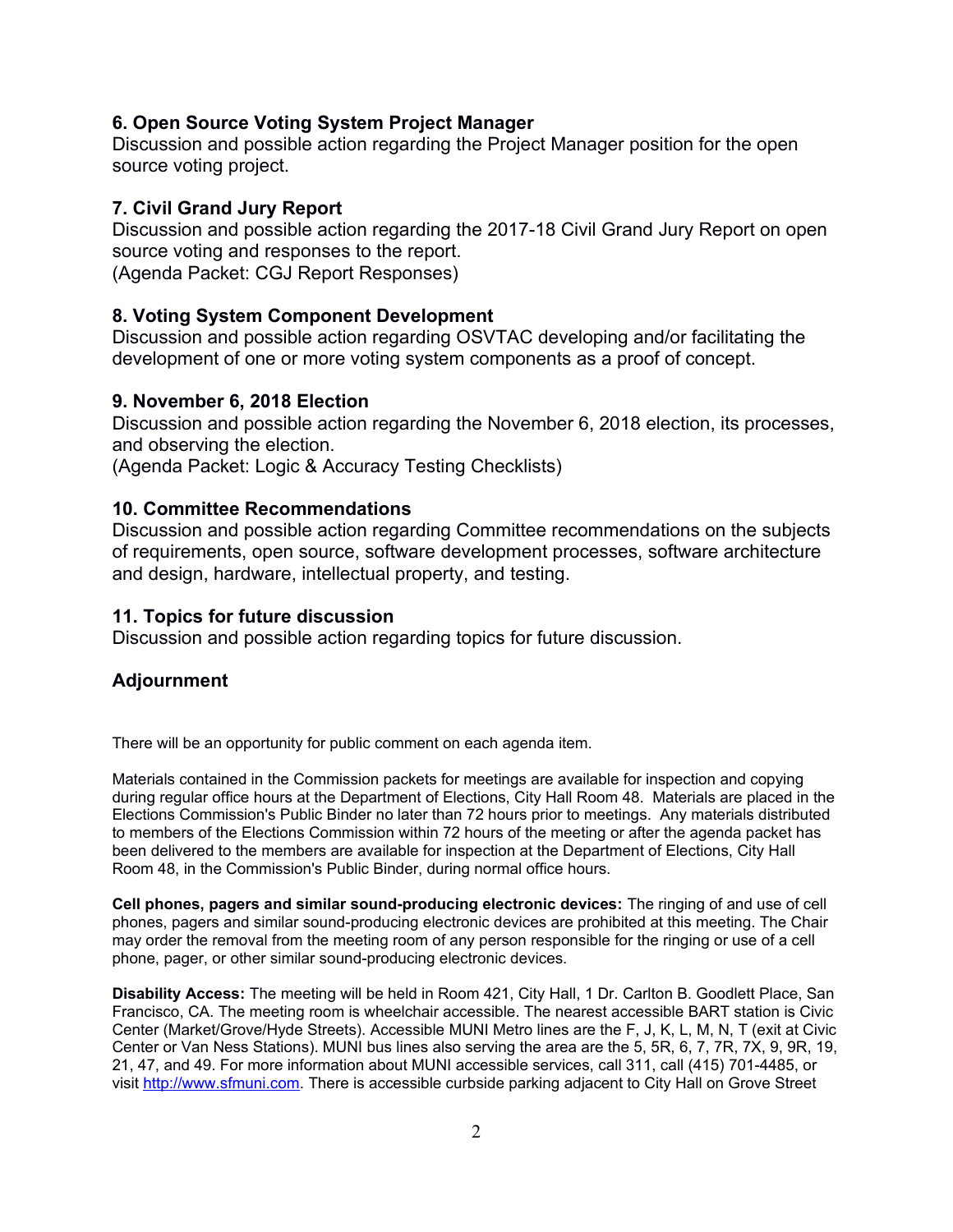### 6. Open Source Voting System Project Manager

Discussion and possible action regarding the Project Manager position for the open source voting project.

### 7. Civil Grand Jury Report

Discussion and possible action regarding the 2017-18 Civil Grand Jury Report on open source voting and responses to the report.
(Agenda Packet: CGJ Report Responses)

### 8. Voting System Component Development

Discussion and possible action regarding OSVTAC developing and/or facilitating the development of one or more voting system components as a proof of concept.

### 9. November 6, 2018 Election

Discussion and possible action regarding the November 6, 2018 election, its processes, and observing the election.
(Agenda Packet: Logic & Accuracy Testing Checklists)

### 10. Committee Recommendations

Discussion and possible action regarding Committee recommendations on the subjects of requirements, open source, software development processes, software architecture and design, hardware, intellectual property, and testing.

### 11. Topics for future discussion

Discussion and possible action regarding topics for future discussion.

### Adjournment

There will be an opportunity for public comment on each agenda item.

Materials contained in the Commission packets for meetings are available for inspection and copying during regular office hours at the Department of Elections, City Hall Room 48. Materials are placed in the Elections Commission's Public Binder no later than 72 hours prior to meetings. Any materials distributed to members of the Elections Commission within 72 hours of the meeting or after the agenda packet has been delivered to the members are available for inspection at the Department of Elections, City Hall Room 48, in the Commission's Public Binder, during normal office hours.

**Cell phones, pagers and similar sound-producing electronic devices:** The ringing of and use of cell phones, pagers and similar sound-producing electronic devices are prohibited at this meeting. The Chair may order the removal from the meeting room of any person responsible for the ringing or use of a cell phone, pager, or other similar sound-producing electronic devices.

**Disability Access:** The meeting will be held in Room 421, City Hall, 1 Dr. Carlton B. Goodlett Place, San Francisco, CA. The meeting room is wheelchair accessible. The nearest accessible BART station is Civic Center (Market/Grove/Hyde Streets). Accessible MUNI Metro lines are the F, J, K, L, M, N, T (exit at Civic Center or Van Ness Stations). MUNI bus lines also serving the area are the 5, 5R, 6, 7, 7R, 7X, 9, 9R, 19, 21, 47, and 49. For more information about MUNI accessible services, call 311, call (415) 701-4485, or visit http://www.sfmuni.com. There is accessible curbside parking adjacent to City Hall on Grove Street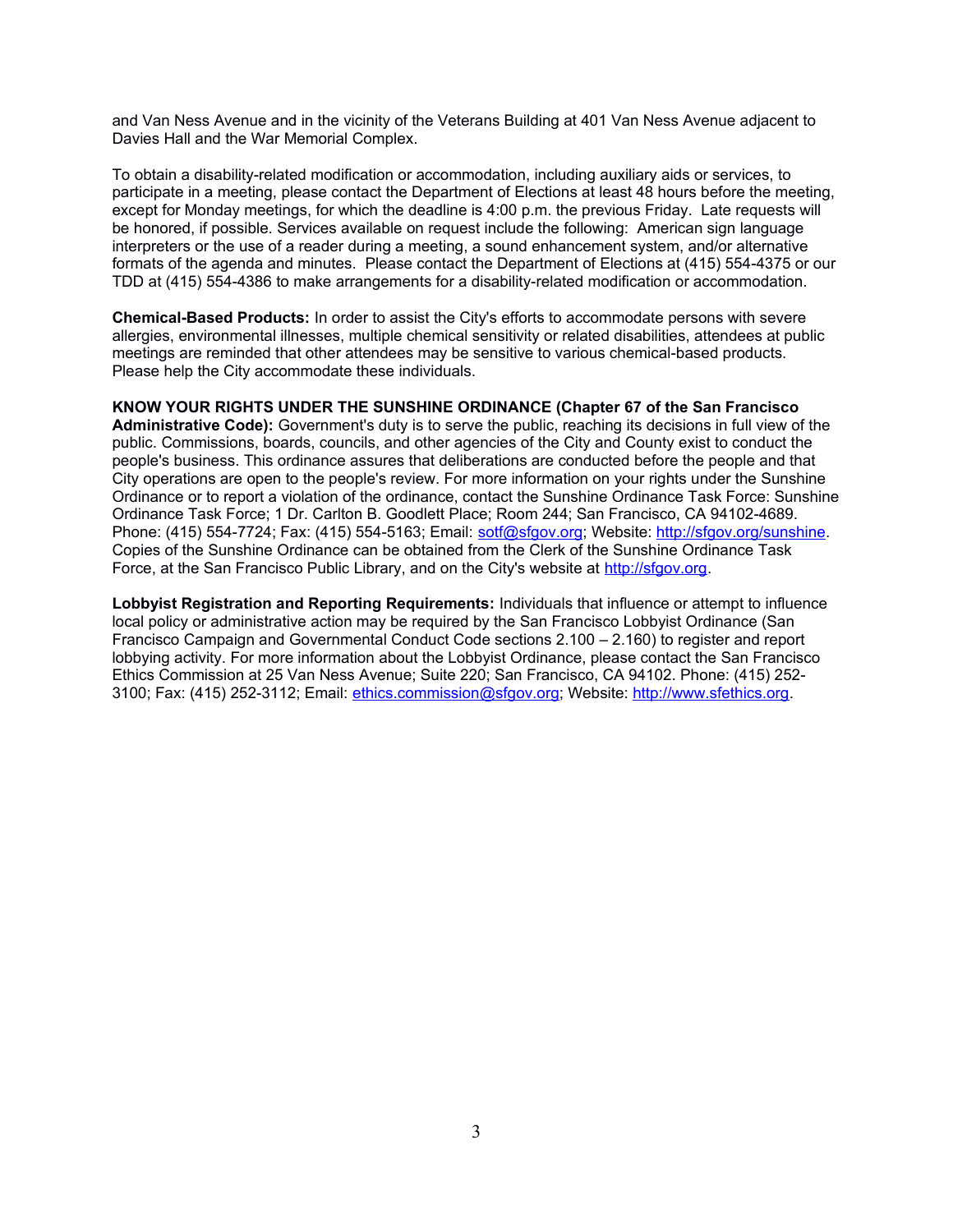and Van Ness Avenue and in the vicinity of the Veterans Building at 401 Van Ness Avenue adjacent to Davies Hall and the War Memorial Complex.

To obtain a disability-related modification or accommodation, including auxiliary aids or services, to participate in a meeting, please contact the Department of Elections at least 48 hours before the meeting, except for Monday meetings, for which the deadline is 4:00 p.m. the previous Friday. Late requests will be honored, if possible. Services available on request include the following: American sign language interpreters or the use of a reader during a meeting, a sound enhancement system, and/or alternative formats of the agenda and minutes. Please contact the Department of Elections at (415) 554-4375 or our TDD at (415) 554-4386 to make arrangements for a disability-related modification or accommodation.

**Chemical-Based Products:** In order to assist the City's efforts to accommodate persons with severe allergies, environmental illnesses, multiple chemical sensitivity or related disabilities, attendees at public meetings are reminded that other attendees may be sensitive to various chemical-based products. Please help the City accommodate these individuals.

**KNOW YOUR RIGHTS UNDER THE SUNSHINE ORDINANCE (Chapter 67 of the San Francisco Administrative Code):** Government's duty is to serve the public, reaching its decisions in full view of the public. Commissions, boards, councils, and other agencies of the City and County exist to conduct the people's business. This ordinance assures that deliberations are conducted before the people and that City operations are open to the people's review. For more information on your rights under the Sunshine Ordinance or to report a violation of the ordinance, contact the Sunshine Ordinance Task Force: Sunshine Ordinance Task Force; 1 Dr. Carlton B. Goodlett Place; Room 244; San Francisco, CA 94102-4689. Phone: (415) 554-7724; Fax: (415) 554-5163; Email: sotf@sfgov.org; Website: http://sfgov.org/sunshine. Copies of the Sunshine Ordinance can be obtained from the Clerk of the Sunshine Ordinance Task Force, at the San Francisco Public Library, and on the City's website at http://sfgov.org.

**Lobbyist Registration and Reporting Requirements:** Individuals that influence or attempt to influence local policy or administrative action may be required by the San Francisco Lobbyist Ordinance (San Francisco Campaign and Governmental Conduct Code sections 2.100 – 2.160) to register and report lobbying activity. For more information about the Lobbyist Ordinance, please contact the San Francisco Ethics Commission at 25 Van Ness Avenue; Suite 220; San Francisco, CA 94102. Phone: (415) 252-3100; Fax: (415) 252-3112; Email: ethics.commission@sfgov.org; Website: http://www.sfethics.org.